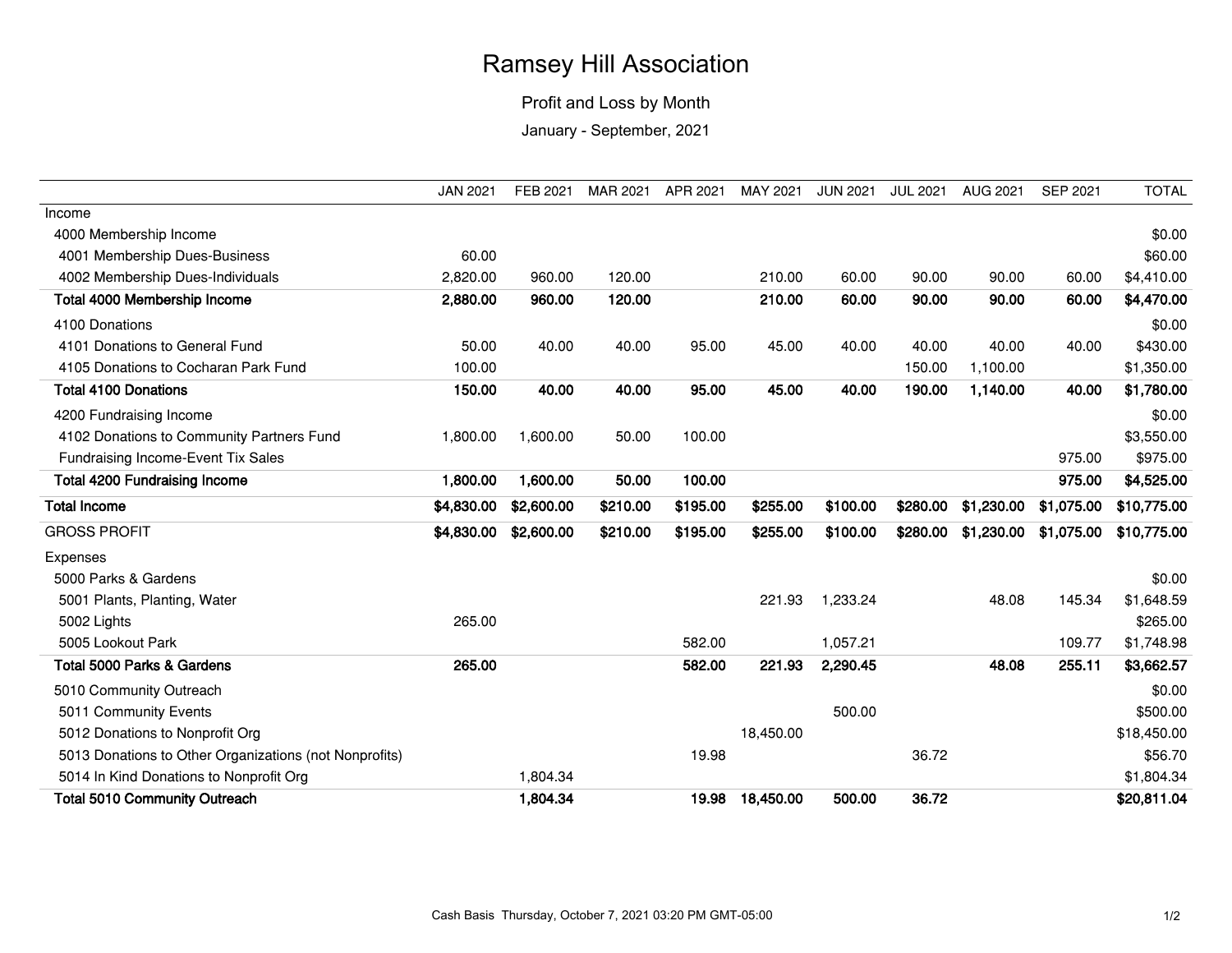# Ramsey Hill Association

Profit and Loss by Month

January - September, 2021

| | JAN 2021 | FEB 2021 | MAR 2021 | APR 2021 | MAY 2021 | JUN 2021 | JUL 2021 | AUG 2021 | SEP 2021 | TOTAL |
|---|---|---|---|---|---|---|---|---|---|---|
| Income | | | | | | | | | | |
| 4000 Membership Income | | | | | | | | | | $0.00 |
| 4001 Membership Dues-Business | 60.00 | | | | | | | | | $60.00 |
| 4002 Membership Dues-Individuals | 2,820.00 | 960.00 | 120.00 | | 210.00 | 60.00 | 90.00 | 90.00 | 60.00 | $4,410.00 |
| **Total 4000 Membership Income** | **2,880.00** | **960.00** | **120.00** | | **210.00** | **60.00** | **90.00** | **90.00** | **60.00** | **$4,470.00** |
| 4100 Donations | | | | | | | | | | $0.00 |
| 4101 Donations to General Fund | 50.00 | 40.00 | 40.00 | 95.00 | 45.00 | 40.00 | 40.00 | 40.00 | 40.00 | $430.00 |
| 4105 Donations to Cocharan Park Fund | 100.00 | | | | | | 150.00 | 1,100.00 | | $1,350.00 |
| **Total 4100 Donations** | **150.00** | **40.00** | **40.00** | **95.00** | **45.00** | **40.00** | **190.00** | **1,140.00** | **40.00** | **$1,780.00** |
| 4200 Fundraising Income | | | | | | | | | | $0.00 |
| 4102 Donations to Community Partners Fund | 1,800.00 | 1,600.00 | 50.00 | 100.00 | | | | | | $3,550.00 |
| Fundraising Income-Event Tix Sales | | | | | | | | | 975.00 | $975.00 |
| **Total 4200 Fundraising Income** | **1,800.00** | **1,600.00** | **50.00** | **100.00** | | | | | **975.00** | **$4,525.00** |
| **Total Income** | **$4,830.00** | **$2,600.00** | **$210.00** | **$195.00** | **$255.00** | **$100.00** | **$280.00** | **$1,230.00** | **$1,075.00** | **$10,775.00** |
| GROSS PROFIT | **$4,830.00** | **$2,600.00** | **$210.00** | **$195.00** | **$255.00** | **$100.00** | **$280.00** | **$1,230.00** | **$1,075.00** | **$10,775.00** |
| Expenses | | | | | | | | | | |
| 5000 Parks & Gardens | | | | | | | | | | $0.00 |
| 5001 Plants, Planting, Water | | | | | 221.93 | 1,233.24 | | 48.08 | 145.34 | $1,648.59 |
| 5002 Lights | 265.00 | | | | | | | | | $265.00 |
| 5005 Lookout Park | | | | 582.00 | | 1,057.21 | | | 109.77 | $1,748.98 |
| **Total 5000 Parks & Gardens** | **265.00** | | | **582.00** | **221.93** | **2,290.45** | | **48.08** | **255.11** | **$3,662.57** |
| 5010 Community Outreach | | | | | | | | | | $0.00 |
| 5011 Community Events | | | | | | 500.00 | | | | $500.00 |
| 5012 Donations to Nonprofit Org | | | | | 18,450.00 | | | | | $18,450.00 |
| 5013 Donations to Other Organizations (not Nonprofits) | | | | 19.98 | | | 36.72 | | | $56.70 |
| 5014 In Kind Donations to Nonprofit Org | | 1,804.34 | | | | | | | | $1,804.34 |
| **Total 5010 Community Outreach** | | **1,804.34** | | **19.98** | **18,450.00** | **500.00** | **36.72** | | | **$20,811.04** |

Cash Basis Thursday, October 7, 2021 03:20 PM GMT-05:00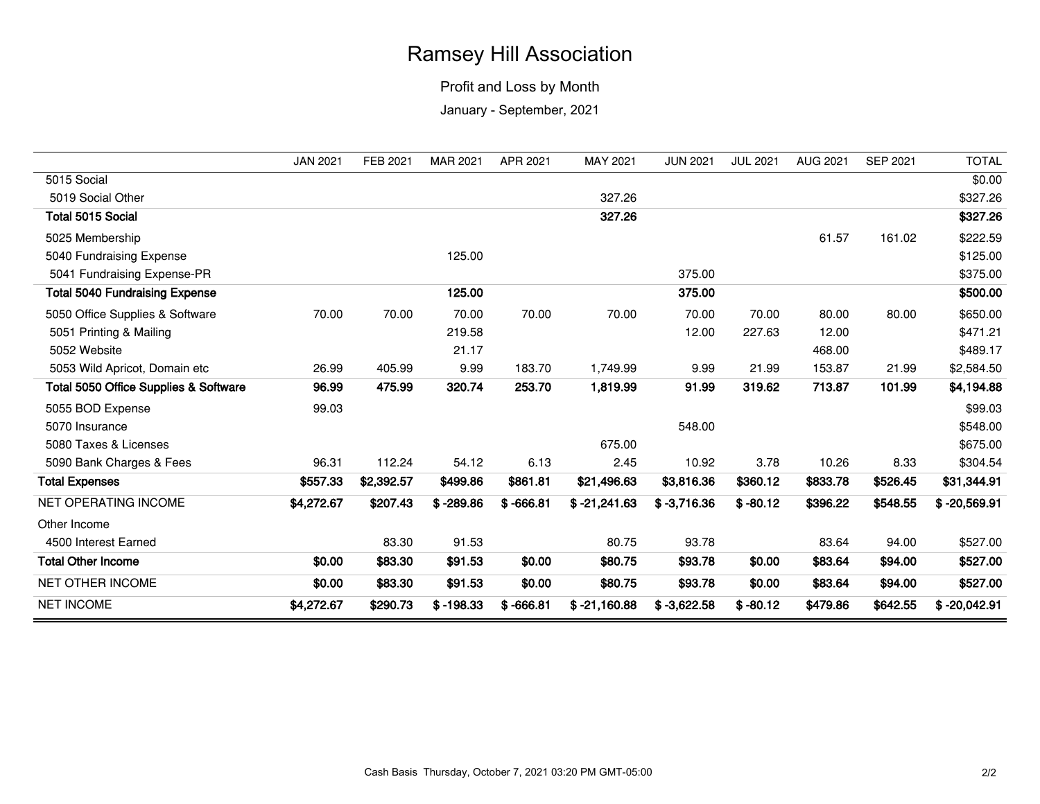# Ramsey Hill Association

Profit and Loss by Month

January - September, 2021

| | JAN 2021 | FEB 2021 | MAR 2021 | APR 2021 | MAY 2021 | JUN 2021 | JUL 2021 | AUG 2021 | SEP 2021 | TOTAL |
|---|---|---|---|---|---|---|---|---|---|---|
| 5015 Social | | | | | | | | | | $0.00 |
| 5019 Social Other | | | | | 327.26 | | | | | $327.26 |
| **Total 5015 Social** | | | | | **327.26** | | | | | **$327.26** |
| 5025 Membership | | | | | | | | 61.57 | 161.02 | $222.59 |
| 5040 Fundraising Expense | | | 125.00 | | | | | | | $125.00 |
| 5041 Fundraising Expense-PR | | | | | | 375.00 | | | | $375.00 |
| **Total 5040 Fundraising Expense** | | | **125.00** | | | **375.00** | | | | **$500.00** |
| 5050 Office Supplies & Software | 70.00 | 70.00 | 70.00 | 70.00 | 70.00 | 70.00 | 70.00 | 80.00 | 80.00 | $650.00 |
| 5051 Printing & Mailing | | | 219.58 | | | 12.00 | 227.63 | 12.00 | | $471.21 |
| 5052 Website | | | 21.17 | | | | | 468.00 | | $489.17 |
| 5053 Wild Apricot, Domain etc | 26.99 | 405.99 | 9.99 | 183.70 | 1,749.99 | 9.99 | 21.99 | 153.87 | 21.99 | $2,584.50 |
| **Total 5050 Office Supplies & Software** | **96.99** | **475.99** | **320.74** | **253.70** | **1,819.99** | **91.99** | **319.62** | **713.87** | **101.99** | **$4,194.88** |
| 5055 BOD Expense | 99.03 | | | | | | | | | $99.03 |
| 5070 Insurance | | | | | | 548.00 | | | | $548.00 |
| 5080 Taxes & Licenses | | | | | 675.00 | | | | | $675.00 |
| 5090 Bank Charges & Fees | 96.31 | 112.24 | 54.12 | 6.13 | 2.45 | 10.92 | 3.78 | 10.26 | 8.33 | $304.54 |
| **Total Expenses** | **$557.33** | **$2,392.57** | **$499.86** | **$861.81** | **$21,496.63** | **$3,816.36** | **$360.12** | **$833.78** | **$526.45** | **$31,344.91** |
| NET OPERATING INCOME | **$4,272.67** | **$207.43** | **$ -289.86** | **$ -666.81** | **$ -21,241.63** | **$ -3,716.36** | **$ -80.12** | **$396.22** | **$548.55** | **$ -20,569.91** |
| Other Income | | | | | | | | | | |
| 4500 Interest Earned | | 83.30 | 91.53 | | 80.75 | 93.78 | | 83.64 | 94.00 | $527.00 |
| **Total Other Income** | **$0.00** | **$83.30** | **$91.53** | **$0.00** | **$80.75** | **$93.78** | **$0.00** | **$83.64** | **$94.00** | **$527.00** |
| NET OTHER INCOME | **$0.00** | **$83.30** | **$91.53** | **$0.00** | **$80.75** | **$93.78** | **$0.00** | **$83.64** | **$94.00** | **$527.00** |
| NET INCOME | **$4,272.67** | **$290.73** | **$ -198.33** | **$ -666.81** | **$ -21,160.88** | **$ -3,622.58** | **$ -80.12** | **$479.86** | **$642.55** | **$ -20,042.91** |

Cash Basis Thursday, October 7, 2021 03:20 PM GMT-05:00